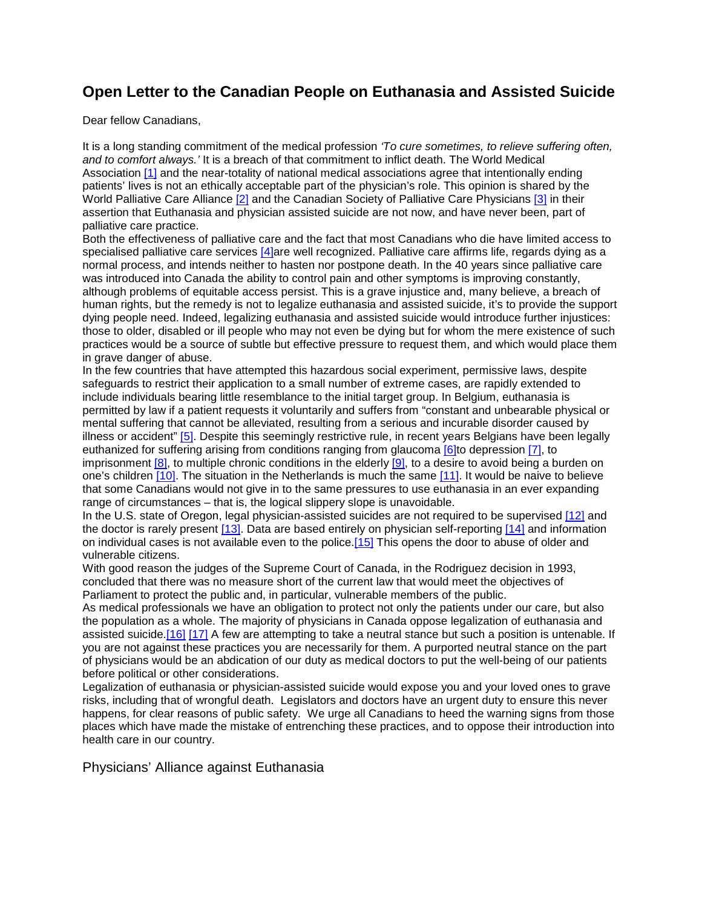# Open Letter to the Canadian People on Euthanasia and Assisted Suicide

Dear fellow Canadians,

It is a long standing commitment of the medical profession *'To cure sometimes, to relieve suffering often, and to comfort always.'* It is a breach of that commitment to inflict death. The World Medical Association [1] and the near-totality of national medical associations agree that intentionally ending patients' lives is not an ethically acceptable part of the physician's role. This opinion is shared by the World Palliative Care Alliance [2] and the Canadian Society of Palliative Care Physicians [3] in their assertion that Euthanasia and physician assisted suicide are not now, and have never been, part of palliative care practice.

Both the effectiveness of palliative care and the fact that most Canadians who die have limited access to specialised palliative care services [4]are well recognized. Palliative care affirms life, regards dying as a normal process, and intends neither to hasten nor postpone death. In the 40 years since palliative care was introduced into Canada the ability to control pain and other symptoms is improving constantly, although problems of equitable access persist. This is a grave injustice and, many believe, a breach of human rights, but the remedy is not to legalize euthanasia and assisted suicide, it's to provide the support dying people need. Indeed, legalizing euthanasia and assisted suicide would introduce further injustices: those to older, disabled or ill people who may not even be dying but for whom the mere existence of such practices would be a source of subtle but effective pressure to request them, and which would place them in grave danger of abuse.

In the few countries that have attempted this hazardous social experiment, permissive laws, despite safeguards to restrict their application to a small number of extreme cases, are rapidly extended to include individuals bearing little resemblance to the initial target group. In Belgium, euthanasia is permitted by law if a patient requests it voluntarily and suffers from "constant and unbearable physical or mental suffering that cannot be alleviated, resulting from a serious and incurable disorder caused by illness or accident" [5]. Despite this seemingly restrictive rule, in recent years Belgians have been legally euthanized for suffering arising from conditions ranging from glaucoma [6]to depression [7], to imprisonment [8], to multiple chronic conditions in the elderly [9], to a desire to avoid being a burden on one's children [10]. The situation in the Netherlands is much the same [11]. It would be naive to believe that some Canadians would not give in to the same pressures to use euthanasia in an ever expanding range of circumstances – that is, the logical slippery slope is unavoidable.

In the U.S. state of Oregon, legal physician-assisted suicides are not required to be supervised [12] and the doctor is rarely present [13]. Data are based entirely on physician self-reporting [14] and information on individual cases is not available even to the police.[15] This opens the door to abuse of older and vulnerable citizens.

With good reason the judges of the Supreme Court of Canada, in the Rodriguez decision in 1993, concluded that there was no measure short of the current law that would meet the objectives of Parliament to protect the public and, in particular, vulnerable members of the public.

As medical professionals we have an obligation to protect not only the patients under our care, but also the population as a whole. The majority of physicians in Canada oppose legalization of euthanasia and assisted suicide.[16] [17] A few are attempting to take a neutral stance but such a position is untenable. If you are not against these practices you are necessarily for them. A purported neutral stance on the part of physicians would be an abdication of our duty as medical doctors to put the well-being of our patients before political or other considerations.

Legalization of euthanasia or physician-assisted suicide would expose you and your loved ones to grave risks, including that of wrongful death. Legislators and doctors have an urgent duty to ensure this never happens, for clear reasons of public safety. We urge all Canadians to heed the warning signs from those places which have made the mistake of entrenching these practices, and to oppose their introduction into health care in our country.

Physicians' Alliance against Euthanasia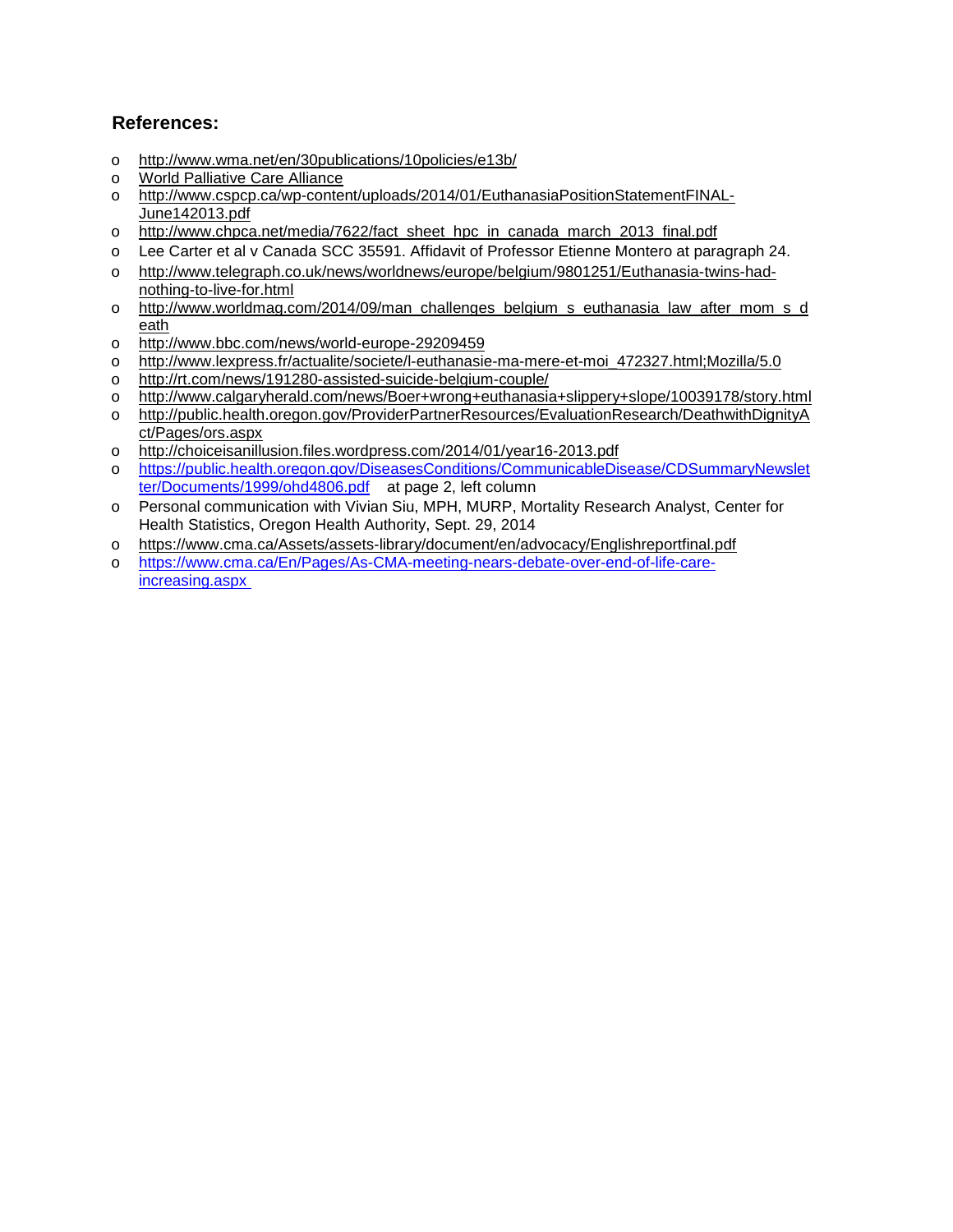### References:

- http://www.wma.net/en/30publications/10policies/e13b/
- World Palliative Care Alliance
- http://www.cspcp.ca/wp-content/uploads/2014/01/EuthanasiaPositionStatementFINAL-June142013.pdf
- http://www.chpca.net/media/7622/fact_sheet_hpc_in_canada_march_2013_final.pdf
- Lee Carter et al v Canada SCC 35591. Affidavit of Professor Etienne Montero at paragraph 24.
- http://www.telegraph.co.uk/news/worldnews/europe/belgium/9801251/Euthanasia-twins-had-nothing-to-live-for.html
- http://www.worldmag.com/2014/09/man_challenges_belgium_s_euthanasia_law_after_mom_s_death
- http://www.bbc.com/news/world-europe-29209459
- http://www.lexpress.fr/actualite/societe/l-euthanasie-ma-mere-et-moi_472327.html;Mozilla/5.0
- http://rt.com/news/191280-assisted-suicide-belgium-couple/
- http://www.calgaryherald.com/news/Boer+wrong+euthanasia+slippery+slope/10039178/story.html
- http://public.health.oregon.gov/ProviderPartnerResources/EvaluationResearch/DeathwithDignityAct/Pages/ors.aspx
- http://choiceisanillusion.files.wordpress.com/2014/01/year16-2013.pdf
- https://public.health.oregon.gov/DiseasesConditions/CommunicableDisease/CDSummaryNewsletter/Documents/1999/ohd4806.pdf at page 2, left column
- Personal communication with Vivian Siu, MPH, MURP, Mortality Research Analyst, Center for Health Statistics, Oregon Health Authority, Sept. 29, 2014
- https://www.cma.ca/Assets/assets-library/document/en/advocacy/Englishreportfinal.pdf
- https://www.cma.ca/En/Pages/As-CMA-meeting-nears-debate-over-end-of-life-care-increasing.aspx